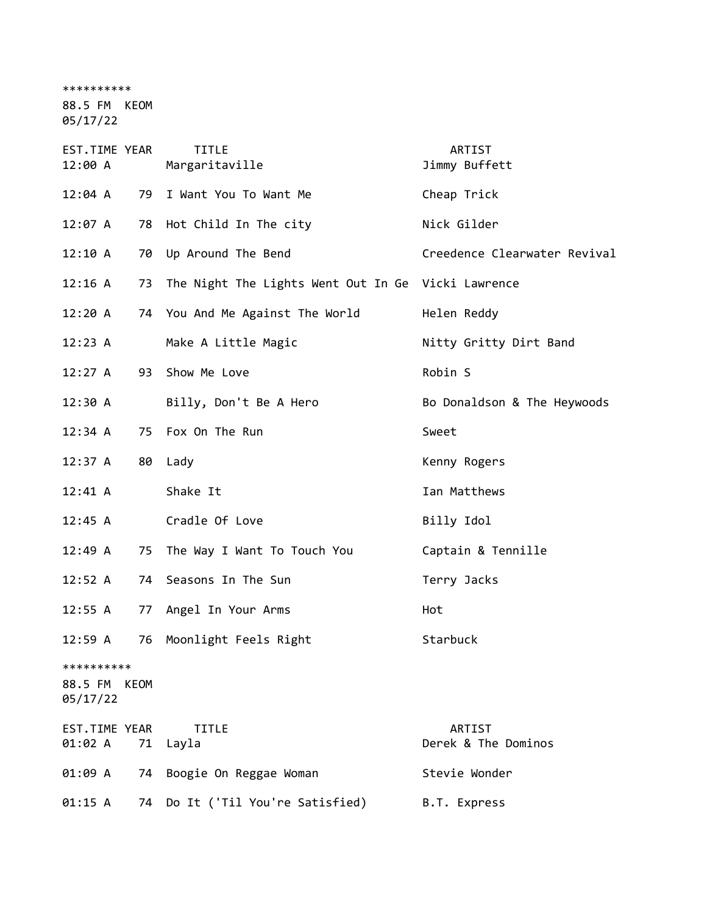**********
88.5 FM KEOM
05/17/22

| EST.TIME | YEAR | TITLE | ARTIST |
|---|---|---|---|
| 12:00 A | | Margaritaville | Jimmy Buffett |
| 12:04 A | 79 | I Want You To Want Me | Cheap Trick |
| 12:07 A | 78 | Hot Child In The city | Nick Gilder |
| 12:10 A | 70 | Up Around The Bend | Creedence Clearwater Revival |
| 12:16 A | 73 | The Night The Lights Went Out In Ge | Vicki Lawrence |
| 12:20 A | 74 | You And Me Against The World | Helen Reddy |
| 12:23 A | | Make A Little Magic | Nitty Gritty Dirt Band |
| 12:27 A | 93 | Show Me Love | Robin S |
| 12:30 A | | Billy, Don't Be A Hero | Bo Donaldson & The Heywoods |
| 12:34 A | 75 | Fox On The Run | Sweet |
| 12:37 A | 80 | Lady | Kenny Rogers |
| 12:41 A | | Shake It | Ian Matthews |
| 12:45 A | | Cradle Of Love | Billy Idol |
| 12:49 A | 75 | The Way I Want To Touch You | Captain & Tennille |
| 12:52 A | 74 | Seasons In The Sun | Terry Jacks |
| 12:55 A | 77 | Angel In Your Arms | Hot |
| 12:59 A | 76 | Moonlight Feels Right | Starbuck |

**********
88.5 FM KEOM
05/17/22

| EST.TIME | YEAR | TITLE | ARTIST |
|---|---|---|---|
| 01:02 A | 71 | Layla | Derek & The Dominos |
| 01:09 A | 74 | Boogie On Reggae Woman | Stevie Wonder |
| 01:15 A | 74 | Do It ('Til You're Satisfied) | B.T. Express |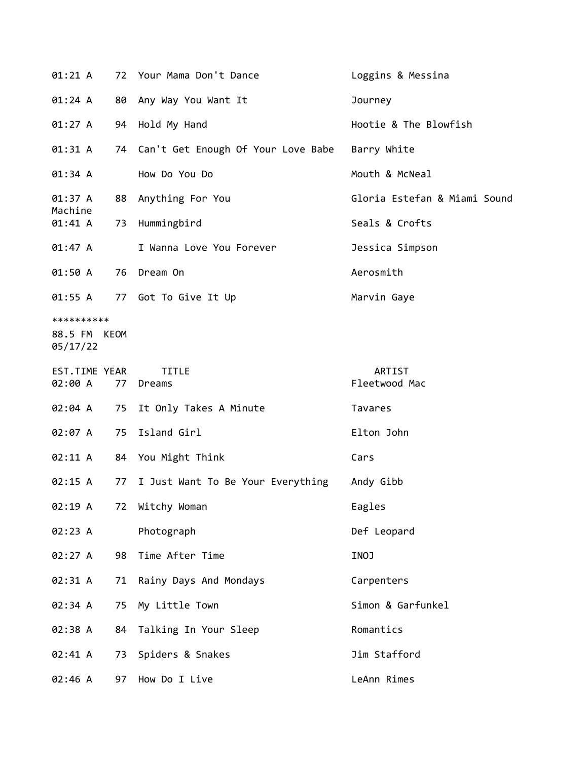| EST.TIME | YEAR | TITLE | ARTIST |
|---|---|---|---|
| 01:21 A | 72 | Your Mama Don't Dance | Loggins & Messina |
| 01:24 A | 80 | Any Way You Want It | Journey |
| 01:27 A | 94 | Hold My Hand | Hootie & The Blowfish |
| 01:31 A | 74 | Can't Get Enough Of Your Love Babe | Barry White |
| 01:34 A | | How Do You Do | Mouth & McNeal |
| 01:37 A | 88 | Anything For You | Gloria Estefan & Miami Sound Machine |
| 01:41 A | 73 | Hummingbird | Seals & Crofts |
| 01:47 A | | I Wanna Love You Forever | Jessica Simpson |
| 01:50 A | 76 | Dream On | Aerosmith |
| 01:55 A | 77 | Got To Give It Up | Marvin Gaye |

**********

88.5 FM KEOM
05/17/22

| EST.TIME | YEAR | TITLE | ARTIST |
|---|---|---|---|
| 02:00 A | 77 | Dreams | Fleetwood Mac |
| 02:04 A | 75 | It Only Takes A Minute | Tavares |
| 02:07 A | 75 | Island Girl | Elton John |
| 02:11 A | 84 | You Might Think | Cars |
| 02:15 A | 77 | I Just Want To Be Your Everything | Andy Gibb |
| 02:19 A | 72 | Witchy Woman | Eagles |
| 02:23 A | | Photograph | Def Leopard |
| 02:27 A | 98 | Time After Time | INOJ |
| 02:31 A | 71 | Rainy Days And Mondays | Carpenters |
| 02:34 A | 75 | My Little Town | Simon & Garfunkel |
| 02:38 A | 84 | Talking In Your Sleep | Romantics |
| 02:41 A | 73 | Spiders & Snakes | Jim Stafford |
| 02:46 A | 97 | How Do I Live | LeAnn Rimes |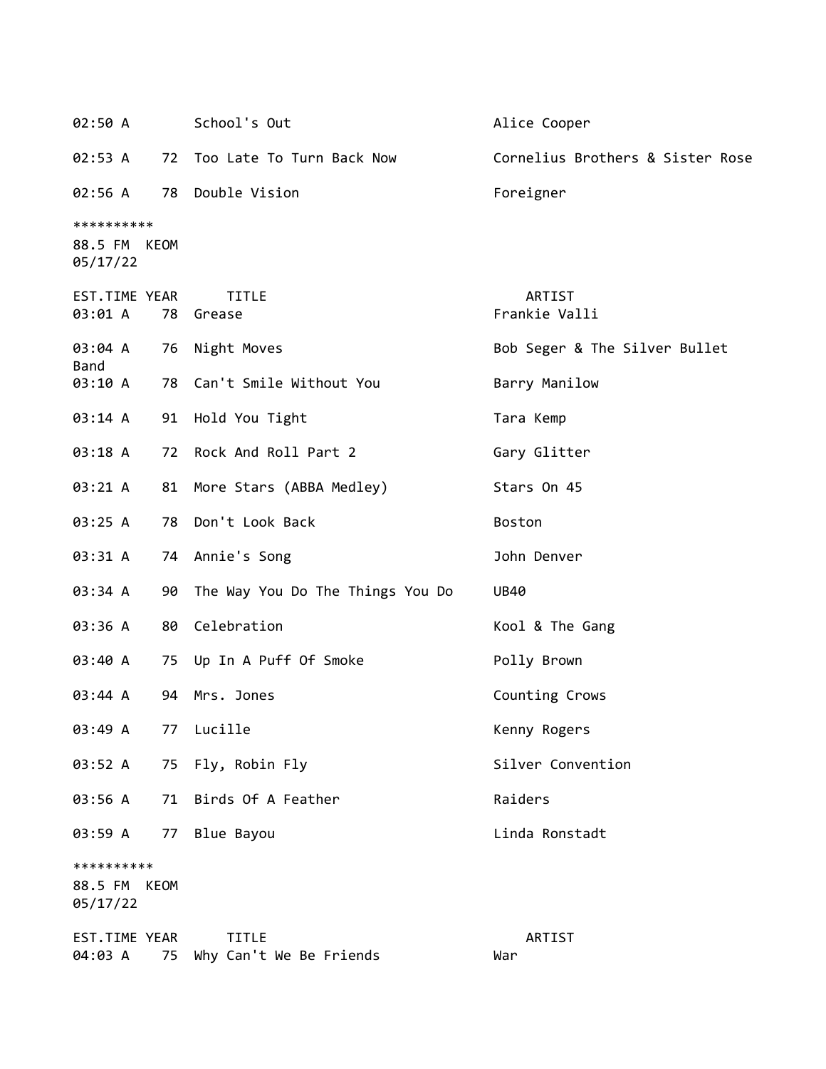| EST.TIME | YEAR | TITLE | ARTIST |
|---|---|---|---|
| 02:50 A | | School's Out | Alice Cooper |
| 02:53 A | 72 | Too Late To Turn Back Now | Cornelius Brothers & Sister Rose |
| 02:56 A | 78 | Double Vision | Foreigner |

**********
88.5 FM KEOM
05/17/22

| EST.TIME | YEAR | TITLE | ARTIST |
|---|---|---|---|
| 03:01 A | 78 | Grease | Frankie Valli |
| 03:04 A | 76 | Night Moves | Bob Seger & The Silver Bullet Band |
| 03:10 A | 78 | Can't Smile Without You | Barry Manilow |
| 03:14 A | 91 | Hold You Tight | Tara Kemp |
| 03:18 A | 72 | Rock And Roll Part 2 | Gary Glitter |
| 03:21 A | 81 | More Stars (ABBA Medley) | Stars On 45 |
| 03:25 A | 78 | Don't Look Back | Boston |
| 03:31 A | 74 | Annie's Song | John Denver |
| 03:34 A | 90 | The Way You Do The Things You Do | UB40 |
| 03:36 A | 80 | Celebration | Kool & The Gang |
| 03:40 A | 75 | Up In A Puff Of Smoke | Polly Brown |
| 03:44 A | 94 | Mrs. Jones | Counting Crows |
| 03:49 A | 77 | Lucille | Kenny Rogers |
| 03:52 A | 75 | Fly, Robin Fly | Silver Convention |
| 03:56 A | 71 | Birds Of A Feather | Raiders |
| 03:59 A | 77 | Blue Bayou | Linda Ronstadt |

**********
88.5 FM KEOM
05/17/22

| EST.TIME | YEAR | TITLE | ARTIST |
|---|---|---|---|
| 04:03 A | 75 | Why Can't We Be Friends | War |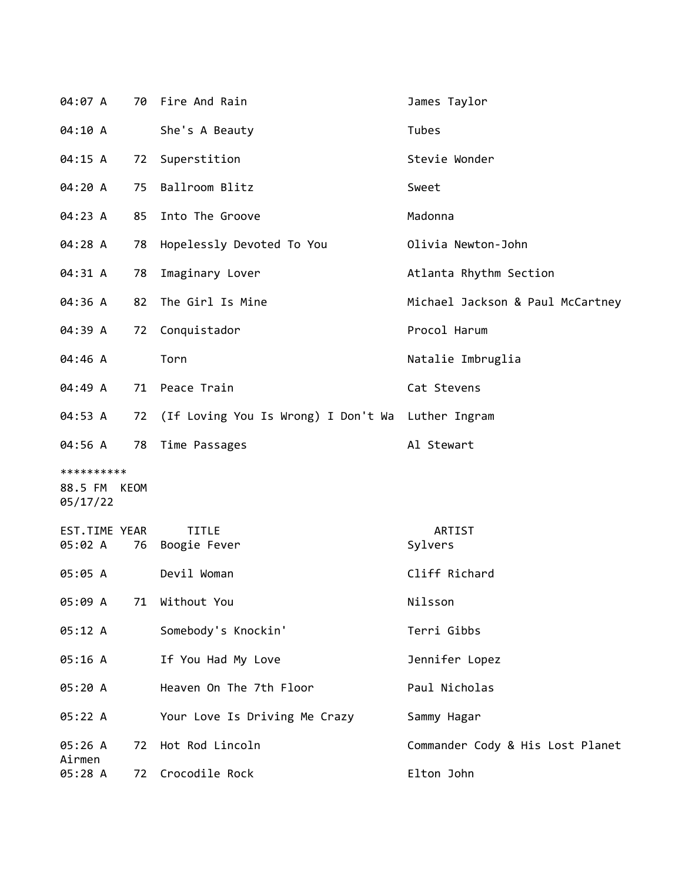| EST.TIME | YEAR | TITLE | ARTIST |
|---|---|---|---|
| 04:07 A | 70 | Fire And Rain | James Taylor |
| 04:10 A | | She's A Beauty | Tubes |
| 04:15 A | 72 | Superstition | Stevie Wonder |
| 04:20 A | 75 | Ballroom Blitz | Sweet |
| 04:23 A | 85 | Into The Groove | Madonna |
| 04:28 A | 78 | Hopelessly Devoted To You | Olivia Newton-John |
| 04:31 A | 78 | Imaginary Lover | Atlanta Rhythm Section |
| 04:36 A | 82 | The Girl Is Mine | Michael Jackson & Paul McCartney |
| 04:39 A | 72 | Conquistador | Procol Harum |
| 04:46 A | | Torn | Natalie Imbruglia |
| 04:49 A | 71 | Peace Train | Cat Stevens |
| 04:53 A | 72 | (If Loving You Is Wrong) I Don't Wa | Luther Ingram |
| 04:56 A | 78 | Time Passages | Al Stewart |

**********
88.5 FM KEOM
05/17/22

| EST.TIME | YEAR | TITLE | ARTIST |
|---|---|---|---|
| 05:02 A | 76 | Boogie Fever | Sylvers |
| 05:05 A | | Devil Woman | Cliff Richard |
| 05:09 A | 71 | Without You | Nilsson |
| 05:12 A | | Somebody's Knockin' | Terri Gibbs |
| 05:16 A | | If You Had My Love | Jennifer Lopez |
| 05:20 A | | Heaven On The 7th Floor | Paul Nicholas |
| 05:22 A | | Your Love Is Driving Me Crazy | Sammy Hagar |
| 05:26 A | 72 | Hot Rod Lincoln | Commander Cody & His Lost Planet Airmen |
| 05:28 A | 72 | Crocodile Rock | Elton John |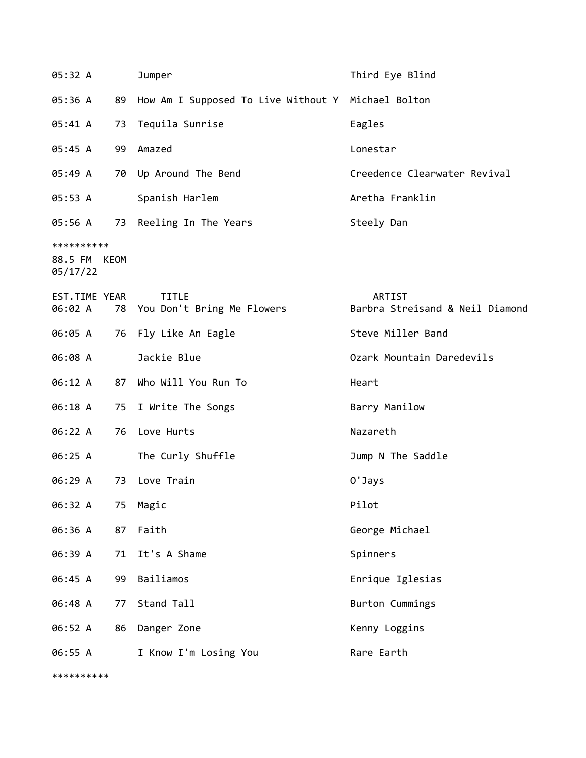| EST.TIME | YEAR | TITLE | ARTIST |
|---|---|---|---|
| 05:32 A | | Jumper | Third Eye Blind |
| 05:36 A | 89 | How Am I Supposed To Live Without Y | Michael Bolton |
| 05:41 A | 73 | Tequila Sunrise | Eagles |
| 05:45 A | 99 | Amazed | Lonestar |
| 05:49 A | 70 | Up Around The Bend | Creedence Clearwater Revival |
| 05:53 A | | Spanish Harlem | Aretha Franklin |
| 05:56 A | 73 | Reeling In The Years | Steely Dan |

**********

88.5 FM KEOM
05/17/22

| EST.TIME | YEAR | TITLE | ARTIST |
|---|---|---|---|
| 06:02 A | 78 | You Don't Bring Me Flowers | Barbra Streisand & Neil Diamond |
| 06:05 A | 76 | Fly Like An Eagle | Steve Miller Band |
| 06:08 A | | Jackie Blue | Ozark Mountain Daredevils |
| 06:12 A | 87 | Who Will You Run To | Heart |
| 06:18 A | 75 | I Write The Songs | Barry Manilow |
| 06:22 A | 76 | Love Hurts | Nazareth |
| 06:25 A | | The Curly Shuffle | Jump N The Saddle |
| 06:29 A | 73 | Love Train | O'Jays |
| 06:32 A | 75 | Magic | Pilot |
| 06:36 A | 87 | Faith | George Michael |
| 06:39 A | 71 | It's A Shame | Spinners |
| 06:45 A | 99 | Bailiamos | Enrique Iglesias |
| 06:48 A | 77 | Stand Tall | Burton Cummings |
| 06:52 A | 86 | Danger Zone | Kenny Loggins |
| 06:55 A | | I Know I'm Losing You | Rare Earth |

**********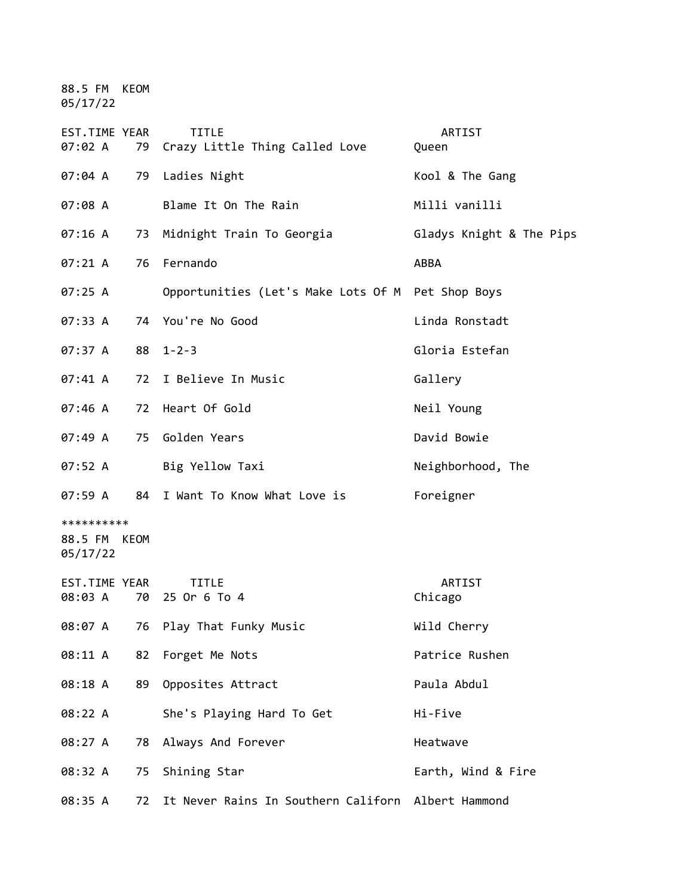88.5 FM KEOM
05/17/22

| EST.TIME | YEAR | TITLE | ARTIST |
|---|---|---|---|
| 07:02 A | 79 | Crazy Little Thing Called Love | Queen |
| 07:04 A | 79 | Ladies Night | Kool & The Gang |
| 07:08 A | | Blame It On The Rain | Milli vanilli |
| 07:16 A | 73 | Midnight Train To Georgia | Gladys Knight & The Pips |
| 07:21 A | 76 | Fernando | ABBA |
| 07:25 A | | Opportunities (Let's Make Lots Of M | Pet Shop Boys |
| 07:33 A | 74 | You're No Good | Linda Ronstadt |
| 07:37 A | 88 | 1-2-3 | Gloria Estefan |
| 07:41 A | 72 | I Believe In Music | Gallery |
| 07:46 A | 72 | Heart Of Gold | Neil Young |
| 07:49 A | 75 | Golden Years | David Bowie |
| 07:52 A | | Big Yellow Taxi | Neighborhood, The |
| 07:59 A | 84 | I Want To Know What Love is | Foreigner |

**********

88.5 FM KEOM
05/17/22

| EST.TIME | YEAR | TITLE | ARTIST |
|---|---|---|---|
| 08:03 A | 70 | 25 Or 6 To 4 | Chicago |
| 08:07 A | 76 | Play That Funky Music | Wild Cherry |
| 08:11 A | 82 | Forget Me Nots | Patrice Rushen |
| 08:18 A | 89 | Opposites Attract | Paula Abdul |
| 08:22 A | | She's Playing Hard To Get | Hi-Five |
| 08:27 A | 78 | Always And Forever | Heatwave |
| 08:32 A | 75 | Shining Star | Earth, Wind & Fire |
| 08:35 A | 72 | It Never Rains In Southern Californ | Albert Hammond |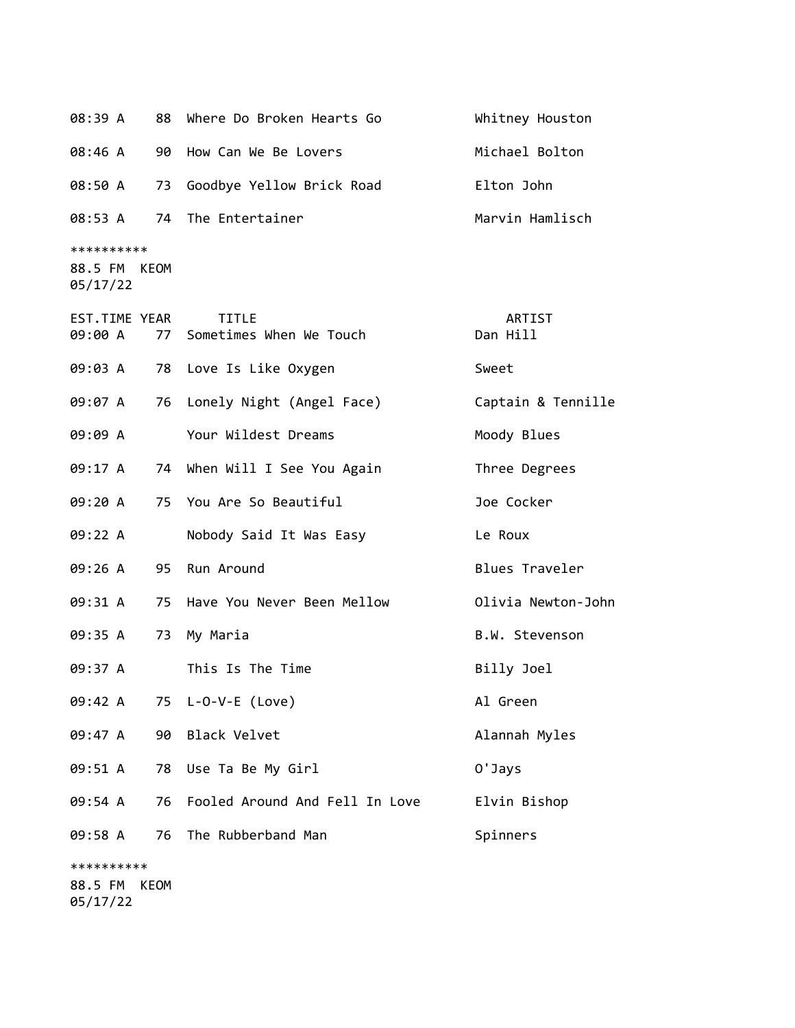| EST.TIME | YEAR | TITLE | ARTIST |
|---|---|---|---|
| 08:39 A | 88 | Where Do Broken Hearts Go | Whitney Houston |
| 08:46 A | 90 | How Can We Be Lovers | Michael Bolton |
| 08:50 A | 73 | Goodbye Yellow Brick Road | Elton John |
| 08:53 A | 74 | The Entertainer | Marvin Hamlisch |

**********
88.5 FM KEOM
05/17/22

| EST.TIME | YEAR | TITLE | ARTIST |
|---|---|---|---|
| 09:00 A | 77 | Sometimes When We Touch | Dan Hill |
| 09:03 A | 78 | Love Is Like Oxygen | Sweet |
| 09:07 A | 76 | Lonely Night (Angel Face) | Captain & Tennille |
| 09:09 A | | Your Wildest Dreams | Moody Blues |
| 09:17 A | 74 | When Will I See You Again | Three Degrees |
| 09:20 A | 75 | You Are So Beautiful | Joe Cocker |
| 09:22 A | | Nobody Said It Was Easy | Le Roux |
| 09:26 A | 95 | Run Around | Blues Traveler |
| 09:31 A | 75 | Have You Never Been Mellow | Olivia Newton-John |
| 09:35 A | 73 | My Maria | B.W. Stevenson |
| 09:37 A | | This Is The Time | Billy Joel |
| 09:42 A | 75 | L-O-V-E (Love) | Al Green |
| 09:47 A | 90 | Black Velvet | Alannah Myles |
| 09:51 A | 78 | Use Ta Be My Girl | O'Jays |
| 09:54 A | 76 | Fooled Around And Fell In Love | Elvin Bishop |
| 09:58 A | 76 | The Rubberband Man | Spinners |

**********
88.5 FM KEOM
05/17/22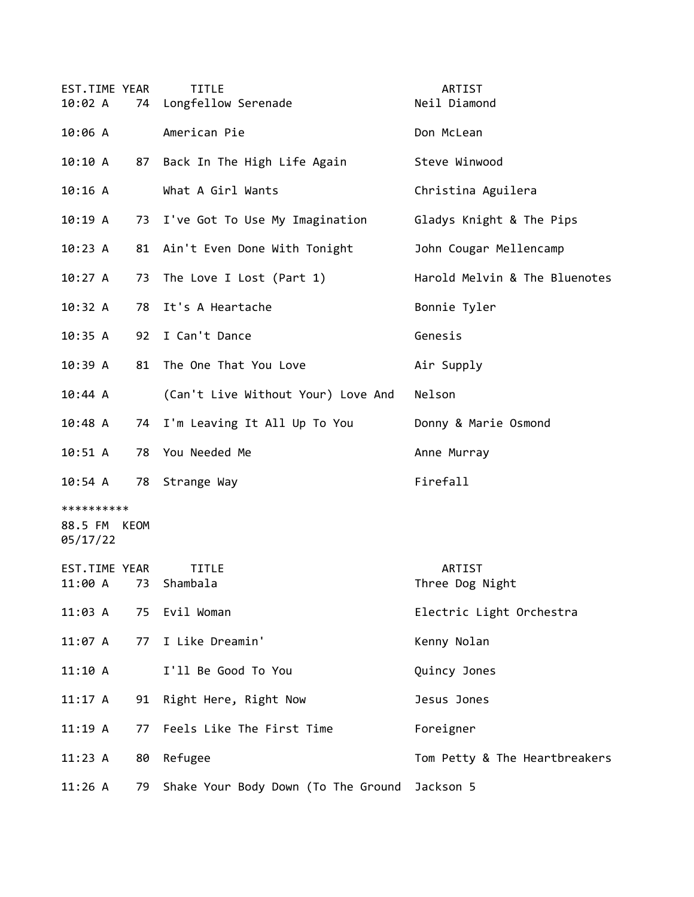| EST.TIME | YEAR | TITLE | ARTIST |
|---|---|---|---|
| 10:02 A | 74 | Longfellow Serenade | Neil Diamond |
| 10:06 A | | American Pie | Don McLean |
| 10:10 A | 87 | Back In The High Life Again | Steve Winwood |
| 10:16 A | | What A Girl Wants | Christina Aguilera |
| 10:19 A | 73 | I've Got To Use My Imagination | Gladys Knight & The Pips |
| 10:23 A | 81 | Ain't Even Done With Tonight | John Cougar Mellencamp |
| 10:27 A | 73 | The Love I Lost (Part 1) | Harold Melvin & The Bluenotes |
| 10:32 A | 78 | It's A Heartache | Bonnie Tyler |
| 10:35 A | 92 | I Can't Dance | Genesis |
| 10:39 A | 81 | The One That You Love | Air Supply |
| 10:44 A | | (Can't Live Without Your) Love And | Nelson |
| 10:48 A | 74 | I'm Leaving It All Up To You | Donny & Marie Osmond |
| 10:51 A | 78 | You Needed Me | Anne Murray |
| 10:54 A | 78 | Strange Way | Firefall |

**********

88.5 FM KEOM
05/17/22

| EST.TIME | YEAR | TITLE | ARTIST |
|---|---|---|---|
| 11:00 A | 73 | Shambala | Three Dog Night |
| 11:03 A | 75 | Evil Woman | Electric Light Orchestra |
| 11:07 A | 77 | I Like Dreamin' | Kenny Nolan |
| 11:10 A | | I'll Be Good To You | Quincy Jones |
| 11:17 A | 91 | Right Here, Right Now | Jesus Jones |
| 11:19 A | 77 | Feels Like The First Time | Foreigner |
| 11:23 A | 80 | Refugee | Tom Petty & The Heartbreakers |
| 11:26 A | 79 | Shake Your Body Down (To The Ground | Jackson 5 |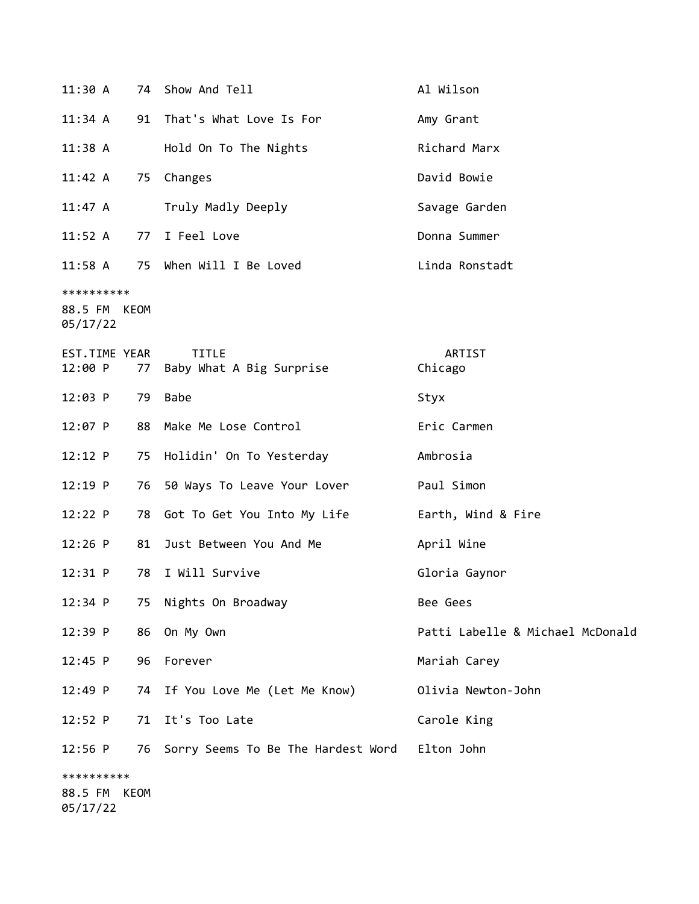| | | | |
|---|---|---|---|
| 11:30 A | 74 | Show And Tell | Al Wilson |
| 11:34 A | 91 | That's What Love Is For | Amy Grant |
| 11:38 A | | Hold On To The Nights | Richard Marx |
| 11:42 A | 75 | Changes | David Bowie |
| 11:47 A | | Truly Madly Deeply | Savage Garden |
| 11:52 A | 77 | I Feel Love | Donna Summer |
| 11:58 A | 75 | When Will I Be Loved | Linda Ronstadt |

**********
88.5 FM KEOM
05/17/22

| EST.TIME | YEAR | TITLE | ARTIST |
|---|---|---|---|
| 12:00 P | 77 | Baby What A Big Surprise | Chicago |
| 12:03 P | 79 | Babe | Styx |
| 12:07 P | 88 | Make Me Lose Control | Eric Carmen |
| 12:12 P | 75 | Holidin' On To Yesterday | Ambrosia |
| 12:19 P | 76 | 50 Ways To Leave Your Lover | Paul Simon |
| 12:22 P | 78 | Got To Get You Into My Life | Earth, Wind & Fire |
| 12:26 P | 81 | Just Between You And Me | April Wine |
| 12:31 P | 78 | I Will Survive | Gloria Gaynor |
| 12:34 P | 75 | Nights On Broadway | Bee Gees |
| 12:39 P | 86 | On My Own | Patti Labelle & Michael McDonald |
| 12:45 P | 96 | Forever | Mariah Carey |
| 12:49 P | 74 | If You Love Me (Let Me Know) | Olivia Newton-John |
| 12:52 P | 71 | It's Too Late | Carole King |
| 12:56 P | 76 | Sorry Seems To Be The Hardest Word | Elton John |

**********
88.5 FM KEOM
05/17/22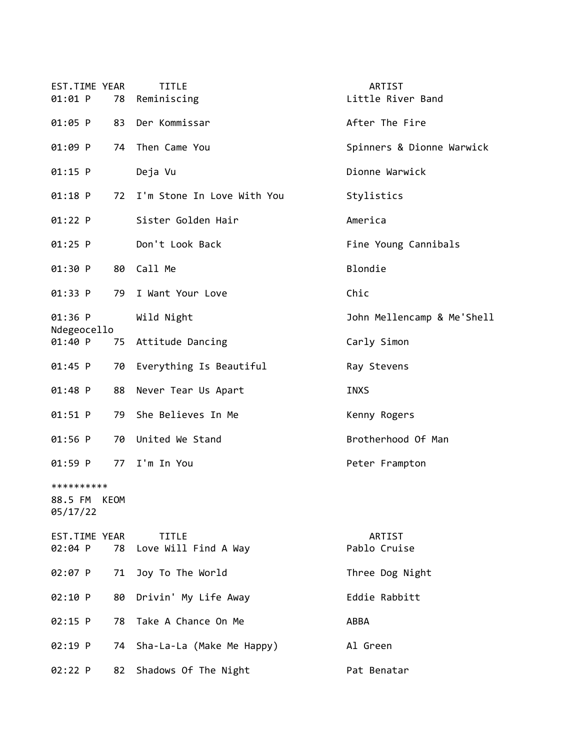| EST.TIME | YEAR | TITLE | ARTIST |
|---|---|---|---|
| 01:01 P | 78 | Reminiscing | Little River Band |
| 01:05 P | 83 | Der Kommissar | After The Fire |
| 01:09 P | 74 | Then Came You | Spinners & Dionne Warwick |
| 01:15 P | | Deja Vu | Dionne Warwick |
| 01:18 P | 72 | I'm Stone In Love With You | Stylistics |
| 01:22 P | | Sister Golden Hair | America |
| 01:25 P | | Don't Look Back | Fine Young Cannibals |
| 01:30 P | 80 | Call Me | Blondie |
| 01:33 P | 79 | I Want Your Love | Chic |
| 01:36 P | | Wild Night | John Mellencamp & Me'Shell Ndegeocello |
| 01:40 P | 75 | Attitude Dancing | Carly Simon |
| 01:45 P | 70 | Everything Is Beautiful | Ray Stevens |
| 01:48 P | 88 | Never Tear Us Apart | INXS |
| 01:51 P | 79 | She Believes In Me | Kenny Rogers |
| 01:56 P | 70 | United We Stand | Brotherhood Of Man |
| 01:59 P | 77 | I'm In You | Peter Frampton |

**********

88.5 FM KEOM
05/17/22

| EST.TIME | YEAR | TITLE | ARTIST |
|---|---|---|---|
| 02:04 P | 78 | Love Will Find A Way | Pablo Cruise |
| 02:07 P | 71 | Joy To The World | Three Dog Night |
| 02:10 P | 80 | Drivin' My Life Away | Eddie Rabbitt |
| 02:15 P | 78 | Take A Chance On Me | ABBA |
| 02:19 P | 74 | Sha-La-La (Make Me Happy) | Al Green |
| 02:22 P | 82 | Shadows Of The Night | Pat Benatar |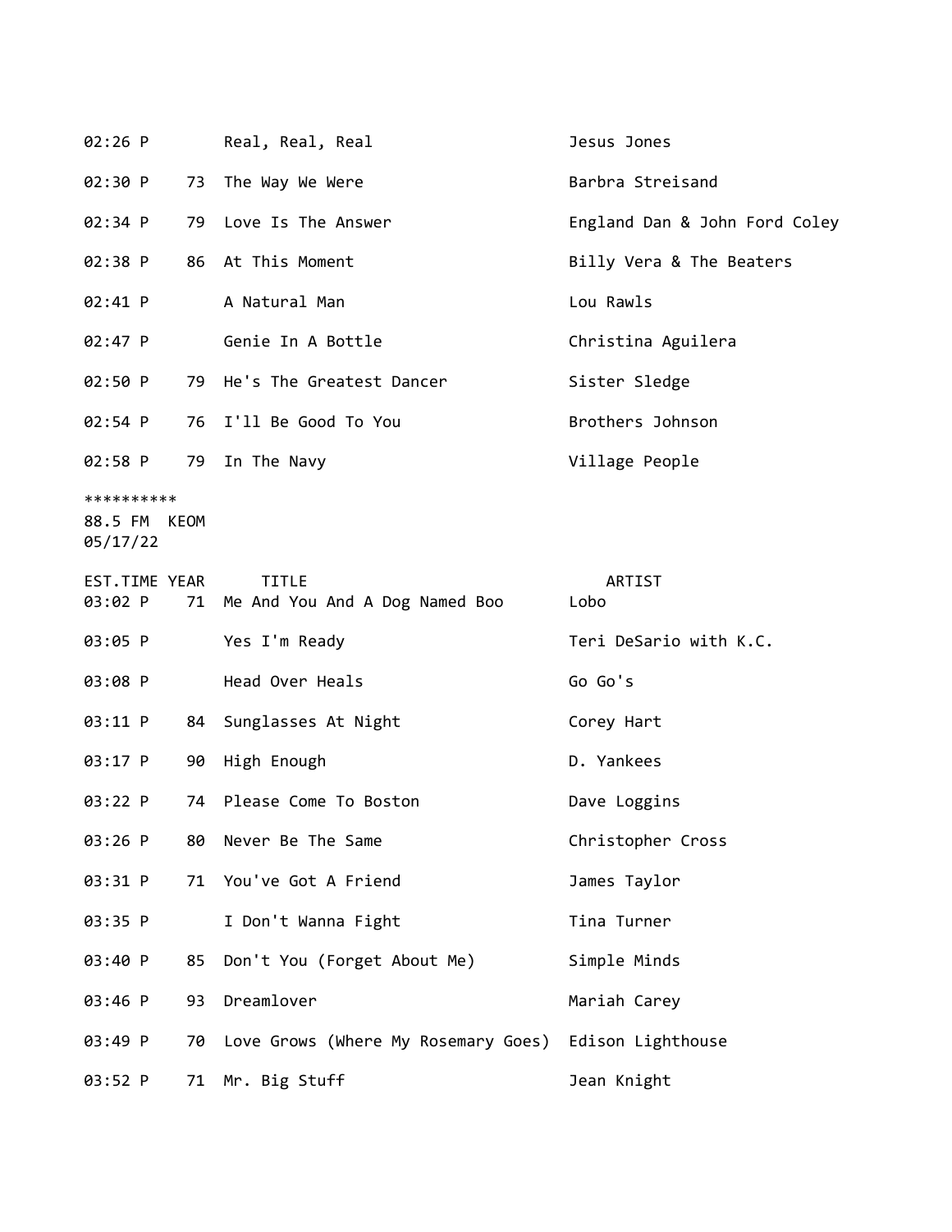| | | | |
|---|---|---|---|
| 02:26 P | | Real, Real, Real | Jesus Jones |
| 02:30 P | 73 | The Way We Were | Barbra Streisand |
| 02:34 P | 79 | Love Is The Answer | England Dan & John Ford Coley |
| 02:38 P | 86 | At This Moment | Billy Vera & The Beaters |
| 02:41 P | | A Natural Man | Lou Rawls |
| 02:47 P | | Genie In A Bottle | Christina Aguilera |
| 02:50 P | 79 | He's The Greatest Dancer | Sister Sledge |
| 02:54 P | 76 | I'll Be Good To You | Brothers Johnson |
| 02:58 P | 79 | In The Navy | Village People |

**********
88.5 FM  KEOM
05/17/22

| EST.TIME | YEAR | TITLE | ARTIST |
|---|---|---|---|
| 03:02 P | 71 | Me And You And A Dog Named Boo | Lobo |
| 03:05 P | | Yes I'm Ready | Teri DeSario with K.C. |
| 03:08 P | | Head Over Heals | Go Go's |
| 03:11 P | 84 | Sunglasses At Night | Corey Hart |
| 03:17 P | 90 | High Enough | D. Yankees |
| 03:22 P | 74 | Please Come To Boston | Dave Loggins |
| 03:26 P | 80 | Never Be The Same | Christopher Cross |
| 03:31 P | 71 | You've Got A Friend | James Taylor |
| 03:35 P | | I Don't Wanna Fight | Tina Turner |
| 03:40 P | 85 | Don't You (Forget About Me) | Simple Minds |
| 03:46 P | 93 | Dreamlover | Mariah Carey |
| 03:49 P | 70 | Love Grows (Where My Rosemary Goes) | Edison Lighthouse |
| 03:52 P | 71 | Mr. Big Stuff | Jean Knight |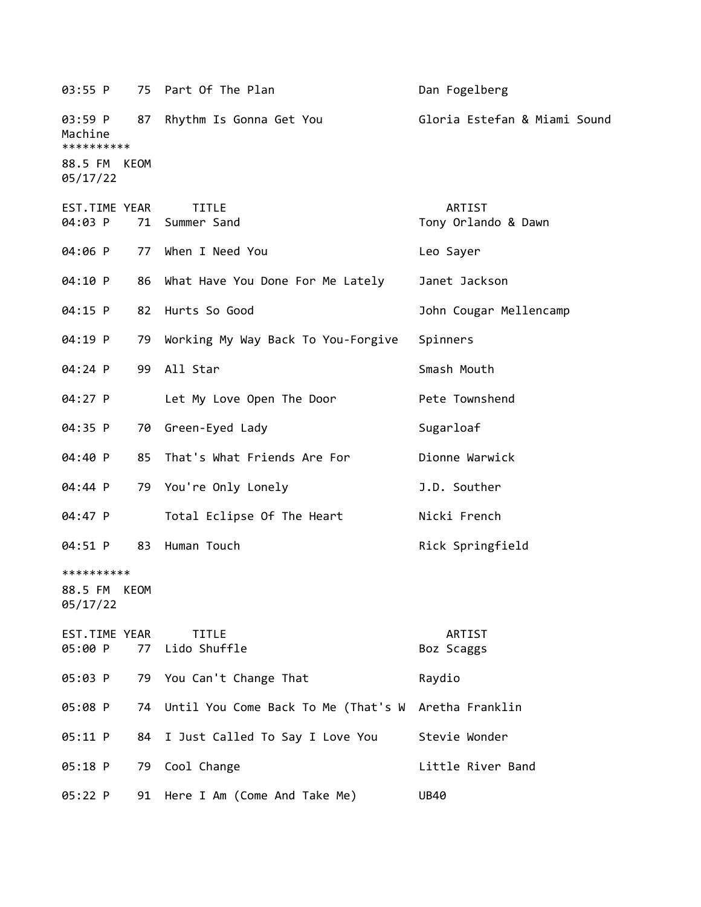| EST.TIME | YEAR | TITLE | ARTIST |
|---|---|---|---|
| 03:55 P | 75 | Part Of The Plan | Dan Fogelberg |
| 03:59 P | 87 | Rhythm Is Gonna Get You | Gloria Estefan & Miami Sound Machine |

**********

88.5 FM KEOM
05/17/22

| EST.TIME | YEAR | TITLE | ARTIST |
|---|---|---|---|
| 04:03 P | 71 | Summer Sand | Tony Orlando & Dawn |
| 04:06 P | 77 | When I Need You | Leo Sayer |
| 04:10 P | 86 | What Have You Done For Me Lately | Janet Jackson |
| 04:15 P | 82 | Hurts So Good | John Cougar Mellencamp |
| 04:19 P | 79 | Working My Way Back To You-Forgive | Spinners |
| 04:24 P | 99 | All Star | Smash Mouth |
| 04:27 P | | Let My Love Open The Door | Pete Townshend |
| 04:35 P | 70 | Green-Eyed Lady | Sugarloaf |
| 04:40 P | 85 | That's What Friends Are For | Dionne Warwick |
| 04:44 P | 79 | You're Only Lonely | J.D. Souther |
| 04:47 P | | Total Eclipse Of The Heart | Nicki French |
| 04:51 P | 83 | Human Touch | Rick Springfield |

**********

88.5 FM KEOM
05/17/22

| EST.TIME | YEAR | TITLE | ARTIST |
|---|---|---|---|
| 05:00 P | 77 | Lido Shuffle | Boz Scaggs |
| 05:03 P | 79 | You Can't Change That | Raydio |
| 05:08 P | 74 | Until You Come Back To Me (That's W | Aretha Franklin |
| 05:11 P | 84 | I Just Called To Say I Love You | Stevie Wonder |
| 05:18 P | 79 | Cool Change | Little River Band |
| 05:22 P | 91 | Here I Am (Come And Take Me) | UB40 |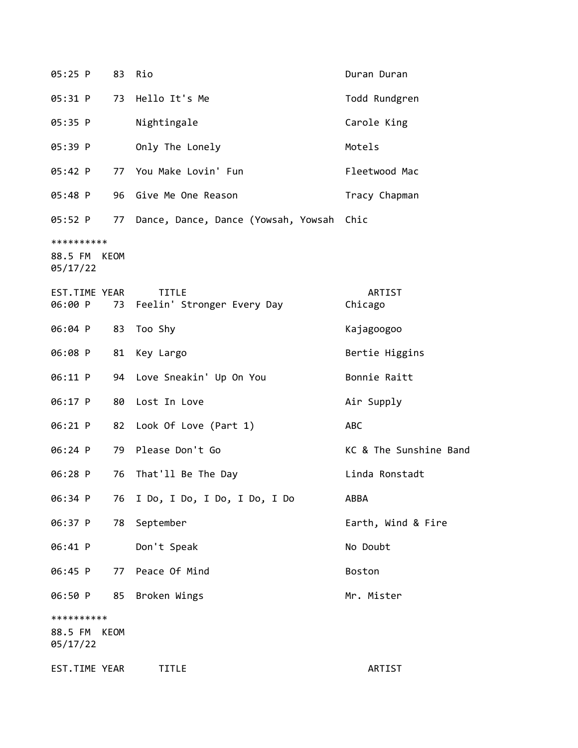| EST.TIME | YEAR | TITLE | ARTIST |
|---|---|---|---|
| 05:25 P | 83 | Rio | Duran Duran |
| 05:31 P | 73 | Hello It's Me | Todd Rundgren |
| 05:35 P | | Nightingale | Carole King |
| 05:39 P | | Only The Lonely | Motels |
| 05:42 P | 77 | You Make Lovin' Fun | Fleetwood Mac |
| 05:48 P | 96 | Give Me One Reason | Tracy Chapman |
| 05:52 P | 77 | Dance, Dance, Dance (Yowsah, Yowsah | Chic |

**********

88.5 FM KEOM
05/17/22

| EST.TIME | YEAR | TITLE | ARTIST |
|---|---|---|---|
| 06:00 P | 73 | Feelin' Stronger Every Day | Chicago |
| 06:04 P | 83 | Too Shy | Kajagoogoo |
| 06:08 P | 81 | Key Largo | Bertie Higgins |
| 06:11 P | 94 | Love Sneakin' Up On You | Bonnie Raitt |
| 06:17 P | 80 | Lost In Love | Air Supply |
| 06:21 P | 82 | Look Of Love (Part 1) | ABC |
| 06:24 P | 79 | Please Don't Go | KC & The Sunshine Band |
| 06:28 P | 76 | That'll Be The Day | Linda Ronstadt |
| 06:34 P | 76 | I Do, I Do, I Do, I Do, I Do | ABBA |
| 06:37 P | 78 | September | Earth, Wind & Fire |
| 06:41 P | | Don't Speak | No Doubt |
| 06:45 P | 77 | Peace Of Mind | Boston |
| 06:50 P | 85 | Broken Wings | Mr. Mister |

**********

88.5 FM KEOM
05/17/22

| EST.TIME | YEAR | TITLE | ARTIST |
|---|---|---|---|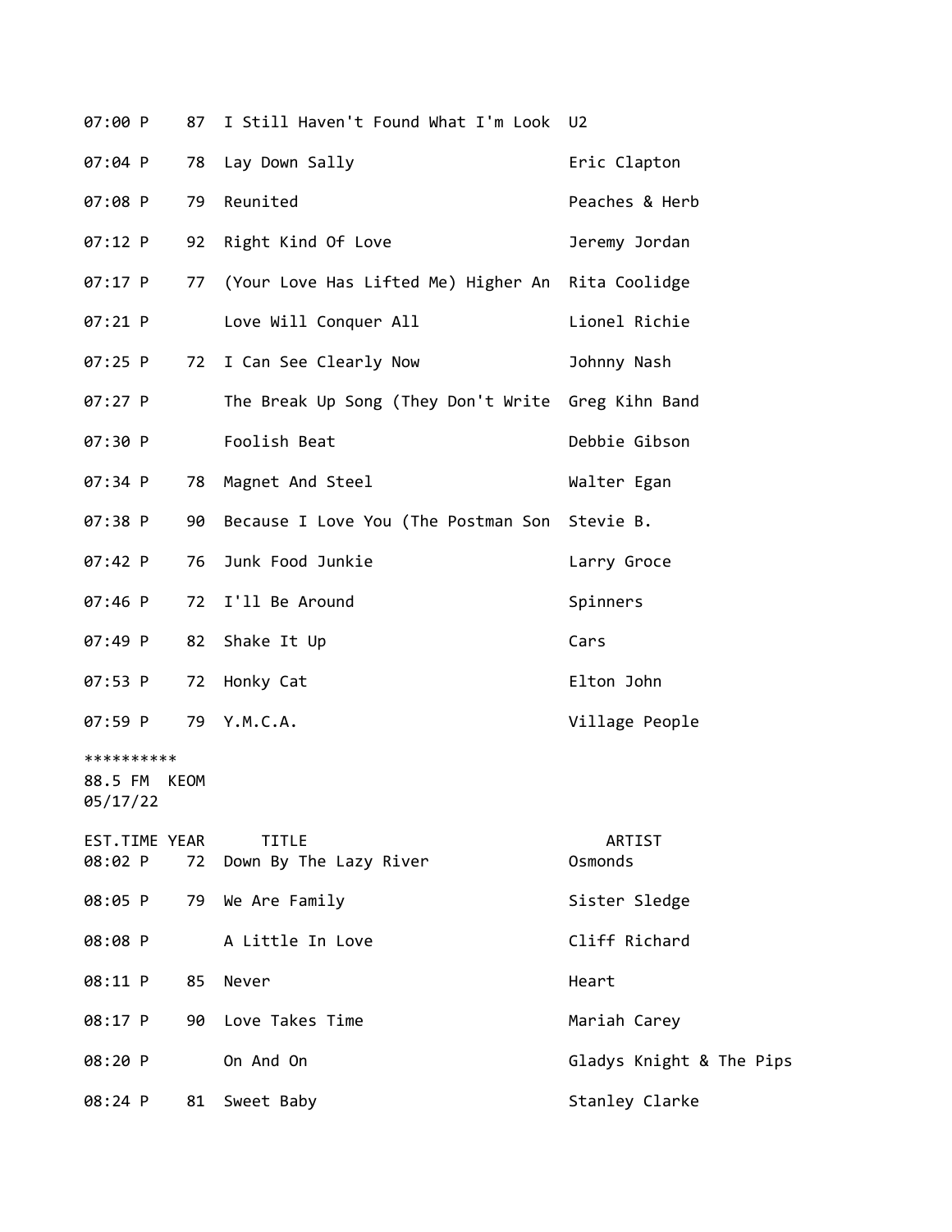| EST.TIME | YEAR | TITLE | ARTIST |
|---|---|---|---|
| 07:00 P | 87 | I Still Haven't Found What I'm Look | U2 |
| 07:04 P | 78 | Lay Down Sally | Eric Clapton |
| 07:08 P | 79 | Reunited | Peaches & Herb |
| 07:12 P | 92 | Right Kind Of Love | Jeremy Jordan |
| 07:17 P | 77 | (Your Love Has Lifted Me) Higher An | Rita Coolidge |
| 07:21 P | | Love Will Conquer All | Lionel Richie |
| 07:25 P | 72 | I Can See Clearly Now | Johnny Nash |
| 07:27 P | | The Break Up Song (They Don't Write | Greg Kihn Band |
| 07:30 P | | Foolish Beat | Debbie Gibson |
| 07:34 P | 78 | Magnet And Steel | Walter Egan |
| 07:38 P | 90 | Because I Love You (The Postman Son | Stevie B. |
| 07:42 P | 76 | Junk Food Junkie | Larry Groce |
| 07:46 P | 72 | I'll Be Around | Spinners |
| 07:49 P | 82 | Shake It Up | Cars |
| 07:53 P | 72 | Honky Cat | Elton John |
| 07:59 P | 79 | Y.M.C.A. | Village People |

**********
88.5 FM KEOM
05/17/22

| EST.TIME | YEAR | TITLE | ARTIST |
|---|---|---|---|
| 08:02 P | 72 | Down By The Lazy River | Osmonds |
| 08:05 P | 79 | We Are Family | Sister Sledge |
| 08:08 P | | A Little In Love | Cliff Richard |
| 08:11 P | 85 | Never | Heart |
| 08:17 P | 90 | Love Takes Time | Mariah Carey |
| 08:20 P | | On And On | Gladys Knight & The Pips |
| 08:24 P | 81 | Sweet Baby | Stanley Clarke |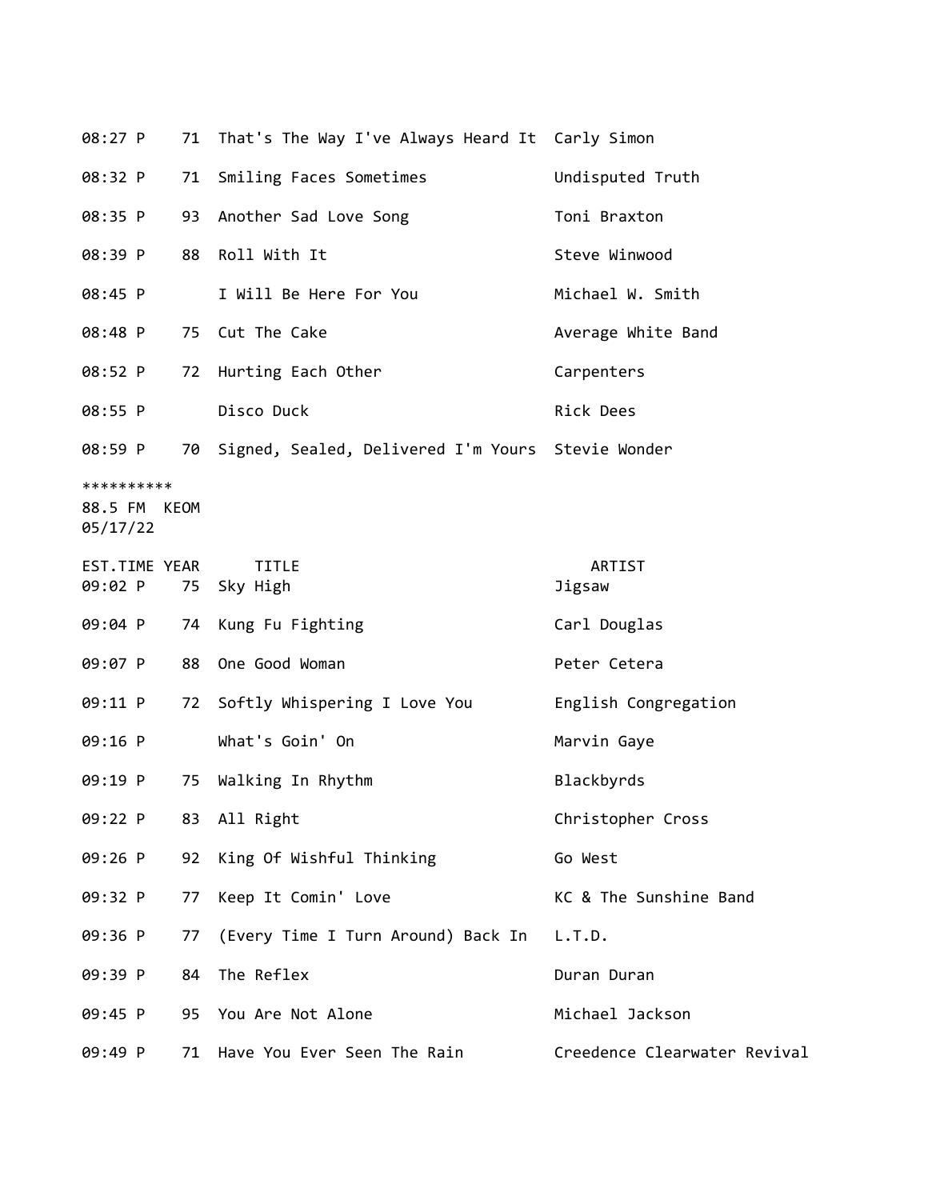| EST.TIME | YEAR | TITLE | ARTIST |
|---|---|---|---|
| 08:27 P | 71 | That's The Way I've Always Heard It | Carly Simon |
| 08:32 P | 71 | Smiling Faces Sometimes | Undisputed Truth |
| 08:35 P | 93 | Another Sad Love Song | Toni Braxton |
| 08:39 P | 88 | Roll With It | Steve Winwood |
| 08:45 P | | I Will Be Here For You | Michael W. Smith |
| 08:48 P | 75 | Cut The Cake | Average White Band |
| 08:52 P | 72 | Hurting Each Other | Carpenters |
| 08:55 P | | Disco Duck | Rick Dees |
| 08:59 P | 70 | Signed, Sealed, Delivered I'm Yours | Stevie Wonder |

**********
88.5 FM KEOM
05/17/22

| EST.TIME | YEAR | TITLE | ARTIST |
|---|---|---|---|
| 09:02 P | 75 | Sky High | Jigsaw |
| 09:04 P | 74 | Kung Fu Fighting | Carl Douglas |
| 09:07 P | 88 | One Good Woman | Peter Cetera |
| 09:11 P | 72 | Softly Whispering I Love You | English Congregation |
| 09:16 P | | What's Goin' On | Marvin Gaye |
| 09:19 P | 75 | Walking In Rhythm | Blackbyrds |
| 09:22 P | 83 | All Right | Christopher Cross |
| 09:26 P | 92 | King Of Wishful Thinking | Go West |
| 09:32 P | 77 | Keep It Comin' Love | KC & The Sunshine Band |
| 09:36 P | 77 | (Every Time I Turn Around) Back In | L.T.D. |
| 09:39 P | 84 | The Reflex | Duran Duran |
| 09:45 P | 95 | You Are Not Alone | Michael Jackson |
| 09:49 P | 71 | Have You Ever Seen The Rain | Creedence Clearwater Revival |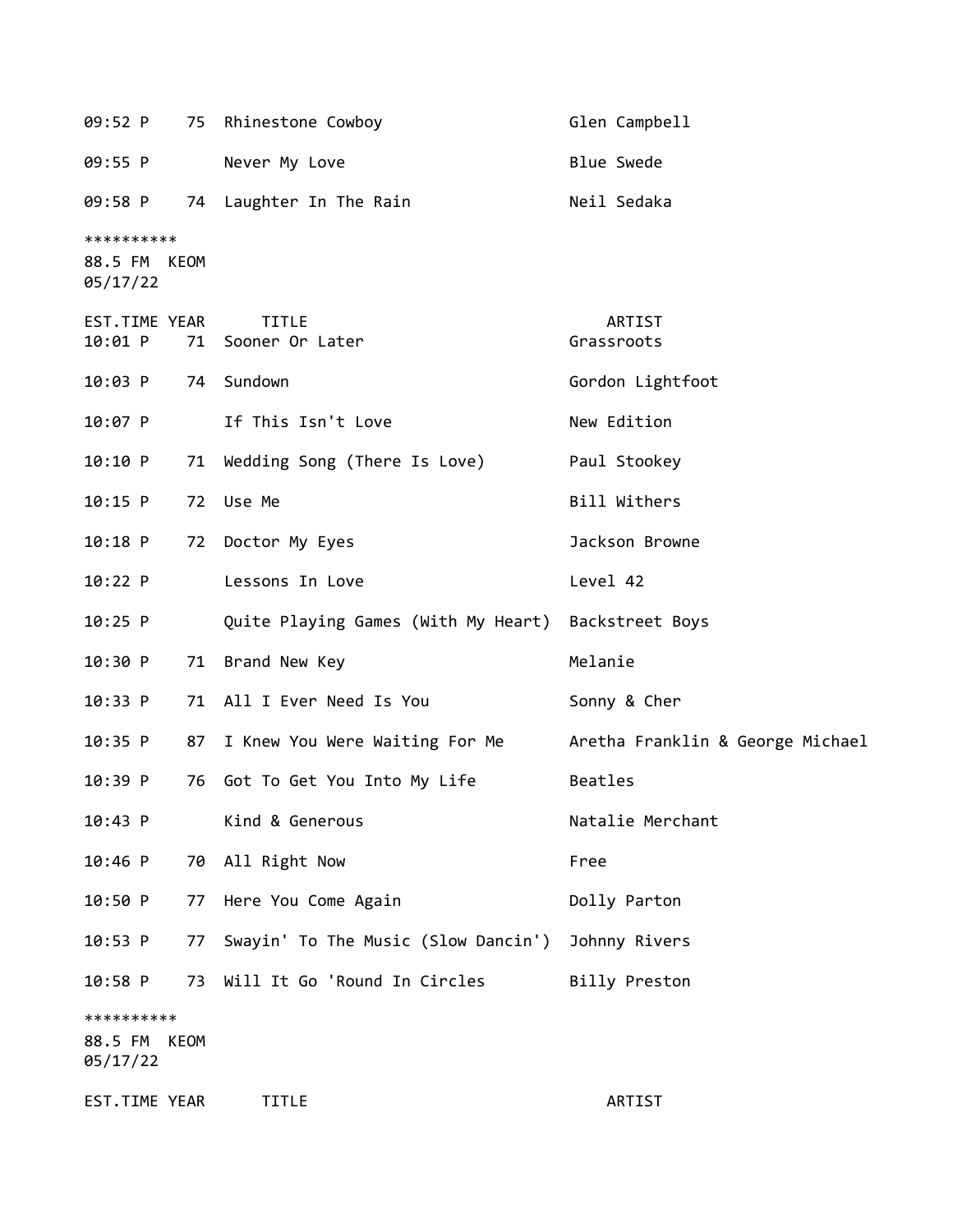| EST.TIME | YEAR | TITLE | ARTIST |
|---|---|---|---|
| 09:52 P | 75 | Rhinestone Cowboy | Glen Campbell |
| 09:55 P | | Never My Love | Blue Swede |
| 09:58 P | 74 | Laughter In The Rain | Neil Sedaka |

**********
88.5 FM KEOM
05/17/22

| EST.TIME | YEAR | TITLE | ARTIST |
|---|---|---|---|
| 10:01 P | 71 | Sooner Or Later | Grassroots |
| 10:03 P | 74 | Sundown | Gordon Lightfoot |
| 10:07 P | | If This Isn't Love | New Edition |
| 10:10 P | 71 | Wedding Song (There Is Love) | Paul Stookey |
| 10:15 P | 72 | Use Me | Bill Withers |
| 10:18 P | 72 | Doctor My Eyes | Jackson Browne |
| 10:22 P | | Lessons In Love | Level 42 |
| 10:25 P | | Quite Playing Games (With My Heart) | Backstreet Boys |
| 10:30 P | 71 | Brand New Key | Melanie |
| 10:33 P | 71 | All I Ever Need Is You | Sonny & Cher |
| 10:35 P | 87 | I Knew You Were Waiting For Me | Aretha Franklin & George Michael |
| 10:39 P | 76 | Got To Get You Into My Life | Beatles |
| 10:43 P | | Kind & Generous | Natalie Merchant |
| 10:46 P | 70 | All Right Now | Free |
| 10:50 P | 77 | Here You Come Again | Dolly Parton |
| 10:53 P | 77 | Swayin' To The Music (Slow Dancin') | Johnny Rivers |
| 10:58 P | 73 | Will It Go 'Round In Circles | Billy Preston |

**********
88.5 FM KEOM
05/17/22

| EST.TIME | YEAR | TITLE | ARTIST |
|---|---|---|---|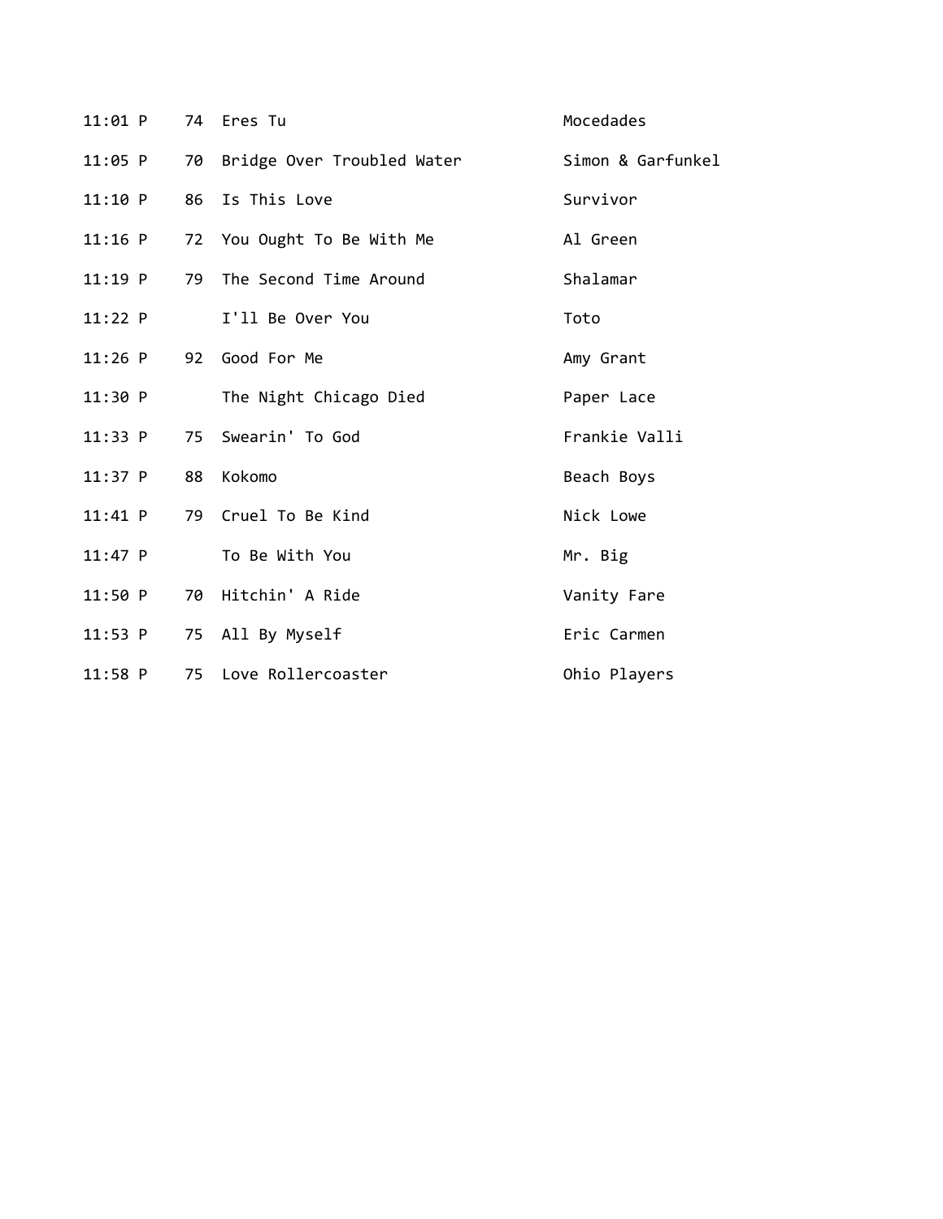| | | | |
|---|---|---|---|
| 11:01 P | 74 | Eres Tu | Mocedades |
| 11:05 P | 70 | Bridge Over Troubled Water | Simon & Garfunkel |
| 11:10 P | 86 | Is This Love | Survivor |
| 11:16 P | 72 | You Ought To Be With Me | Al Green |
| 11:19 P | 79 | The Second Time Around | Shalamar |
| 11:22 P | | I'll Be Over You | Toto |
| 11:26 P | 92 | Good For Me | Amy Grant |
| 11:30 P | | The Night Chicago Died | Paper Lace |
| 11:33 P | 75 | Swearin' To God | Frankie Valli |
| 11:37 P | 88 | Kokomo | Beach Boys |
| 11:41 P | 79 | Cruel To Be Kind | Nick Lowe |
| 11:47 P | | To Be With You | Mr. Big |
| 11:50 P | 70 | Hitchin' A Ride | Vanity Fare |
| 11:53 P | 75 | All By Myself | Eric Carmen |
| 11:58 P | 75 | Love Rollercoaster | Ohio Players |